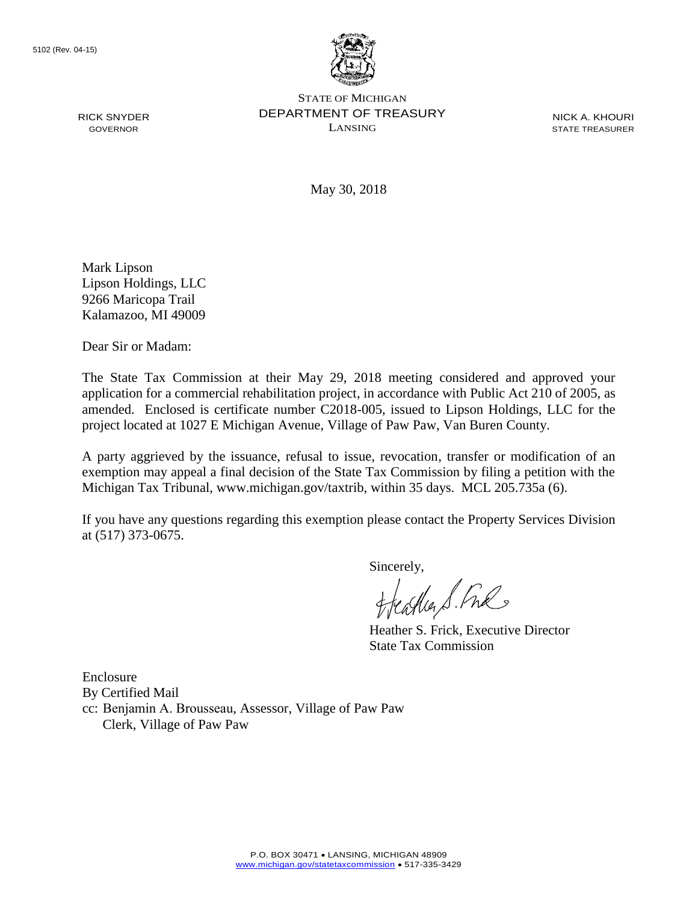5102 (Rev. 04-15)

STATE OF MICHIGAN
DEPARTMENT OF TREASURY
LANSING

RICK SNYDER
GOVERNOR

NICK A. KHOURI
STATE TREASURER

May 30, 2018

Mark Lipson
Lipson Holdings, LLC
9266 Maricopa Trail
Kalamazoo, MI 49009

Dear Sir or Madam:

The State Tax Commission at their May 29, 2018 meeting considered and approved your application for a commercial rehabilitation project, in accordance with Public Act 210 of 2005, as amended. Enclosed is certificate number C2018-005, issued to Lipson Holdings, LLC for the project located at 1027 E Michigan Avenue, Village of Paw Paw, Van Buren County.

A party aggrieved by the issuance, refusal to issue, revocation, transfer or modification of an exemption may appeal a final decision of the State Tax Commission by filing a petition with the Michigan Tax Tribunal, www.michigan.gov/taxtrib, within 35 days. MCL 205.735a (6).

If you have any questions regarding this exemption please contact the Property Services Division at (517) 373-0675.

Sincerely,

Heather S. Frick, Executive Director
State Tax Commission

Enclosure
By Certified Mail
cc: Benjamin A. Brousseau, Assessor, Village of Paw Paw
Clerk, Village of Paw Paw

P.O. BOX 30471 • LANSING, MICHIGAN 48909
www.michigan.gov/statetaxcommission • 517-335-3429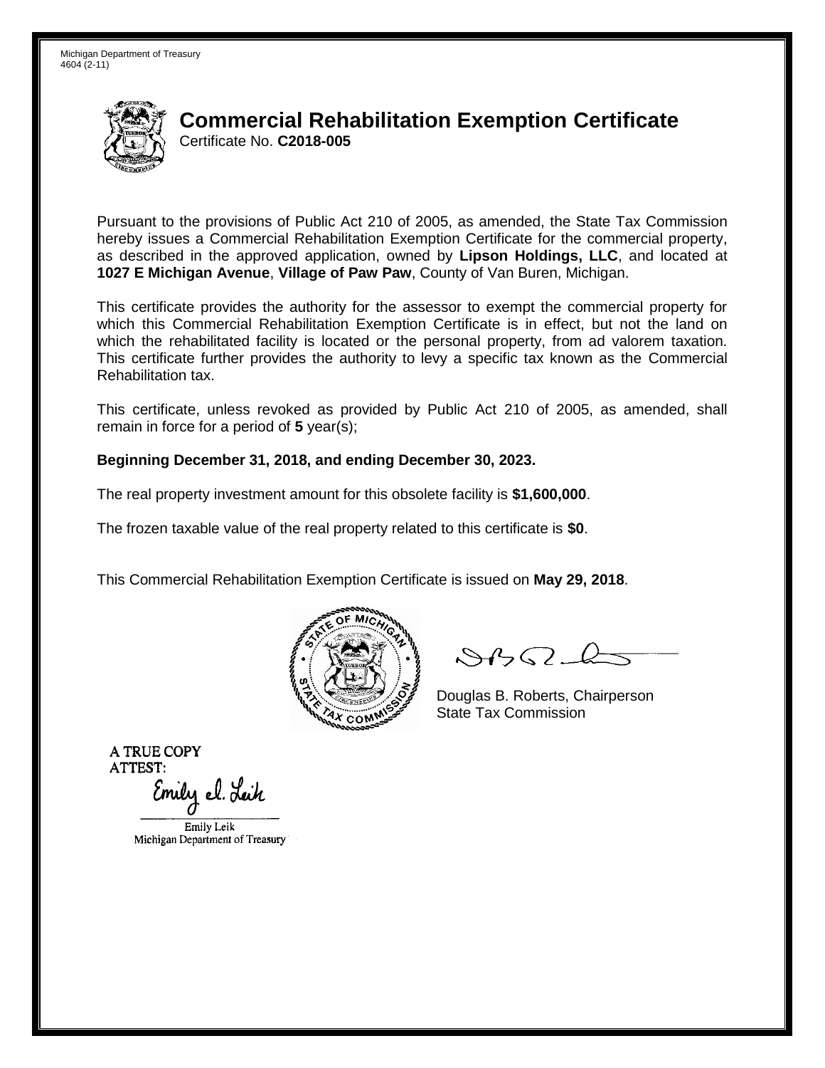Michigan Department of Treasury
4604 (2-11)

# Commercial Rehabilitation Exemption Certificate

Certificate No. **C2018-005**

Pursuant to the provisions of Public Act 210 of 2005, as amended, the State Tax Commission hereby issues a Commercial Rehabilitation Exemption Certificate for the commercial property, as described in the approved application, owned by **Lipson Holdings, LLC**, and located at **1027 E Michigan Avenue**, **Village of Paw Paw**, County of Van Buren, Michigan.

This certificate provides the authority for the assessor to exempt the commercial property for which this Commercial Rehabilitation Exemption Certificate is in effect, but not the land on which the rehabilitated facility is located or the personal property, from ad valorem taxation. This certificate further provides the authority to levy a specific tax known as the Commercial Rehabilitation tax.

This certificate, unless revoked as provided by Public Act 210 of 2005, as amended, shall remain in force for a period of **5** year(s);

**Beginning December 31, 2018, and ending December 30, 2023.**

The real property investment amount for this obsolete facility is **$1,600,000**.

The frozen taxable value of the real property related to this certificate is **$0**.

This Commercial Rehabilitation Exemption Certificate is issued on **May 29, 2018**.

Douglas B. Roberts, Chairperson
State Tax Commission

A TRUE COPY
ATTEST:
Emily el. Leik
Emily Leik
Michigan Department of Treasury